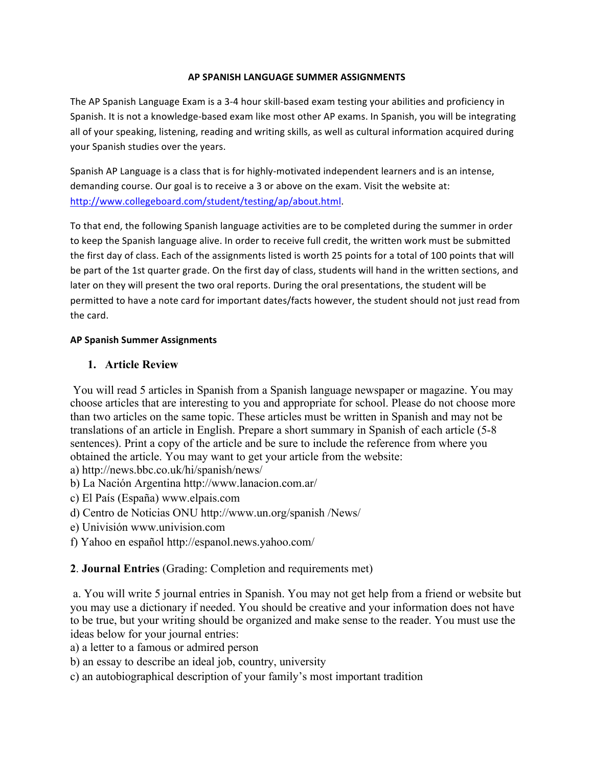# AP SPANISH LANGUAGE SUMMER ASSIGNMENTS

The AP Spanish Language Exam is a 3-4 hour skill-based exam testing your abilities and proficiency in Spanish. It is not a knowledge-based exam like most other AP exams. In Spanish, you will be integrating all of your speaking, listening, reading and writing skills, as well as cultural information acquired during your Spanish studies over the years.

Spanish AP Language is a class that is for highly-motivated independent learners and is an intense, demanding course. Our goal is to receive a 3 or above on the exam. Visit the website at: [http://www.collegeboard.com/student/testing/ap/about.html](http://www.collegeboard.com/student/testing/ap/about.html).

To that end, the following Spanish language activities are to be completed during the summer in order to keep the Spanish language alive. In order to receive full credit, the written work must be submitted the first day of class. Each of the assignments listed is worth 25 points for a total of 100 points that will be part of the 1st quarter grade. On the first day of class, students will hand in the written sections, and later on they will present the two oral reports. During the oral presentations, the student will be permitted to have a note card for important dates/facts however, the student should not just read from the card.

**AP Spanish Summer Assignments**

## 1. Article Review

You will read 5 articles in Spanish from a Spanish language newspaper or magazine. You may choose articles that are interesting to you and appropriate for school. Please do not choose more than two articles on the same topic. These articles must be written in Spanish and may not be translations of an article in English. Prepare a short summary in Spanish of each article (5-8 sentences). Print a copy of the article and be sure to include the reference from where you obtained the article. You may want to get your article from the website:

a) http://news.bbc.co.uk/hi/spanish/news/
b) La Nación Argentina http://www.lanacion.com.ar/
c) El País (España) www.elpais.com
d) Centro de Noticias ONU http://www.un.org/spanish /News/
e) Univisión www.univision.com
f) Yahoo en español http://espanol.news.yahoo.com/

## 2. Journal Entries (Grading: Completion and requirements met)

a. You will write 5 journal entries in Spanish. You may not get help from a friend or website but you may use a dictionary if needed. You should be creative and your information does not have to be true, but your writing should be organized and make sense to the reader. You must use the ideas below for your journal entries:

a) a letter to a famous or admired person
b) an essay to describe an ideal job, country, university
c) an autobiographical description of your family's most important tradition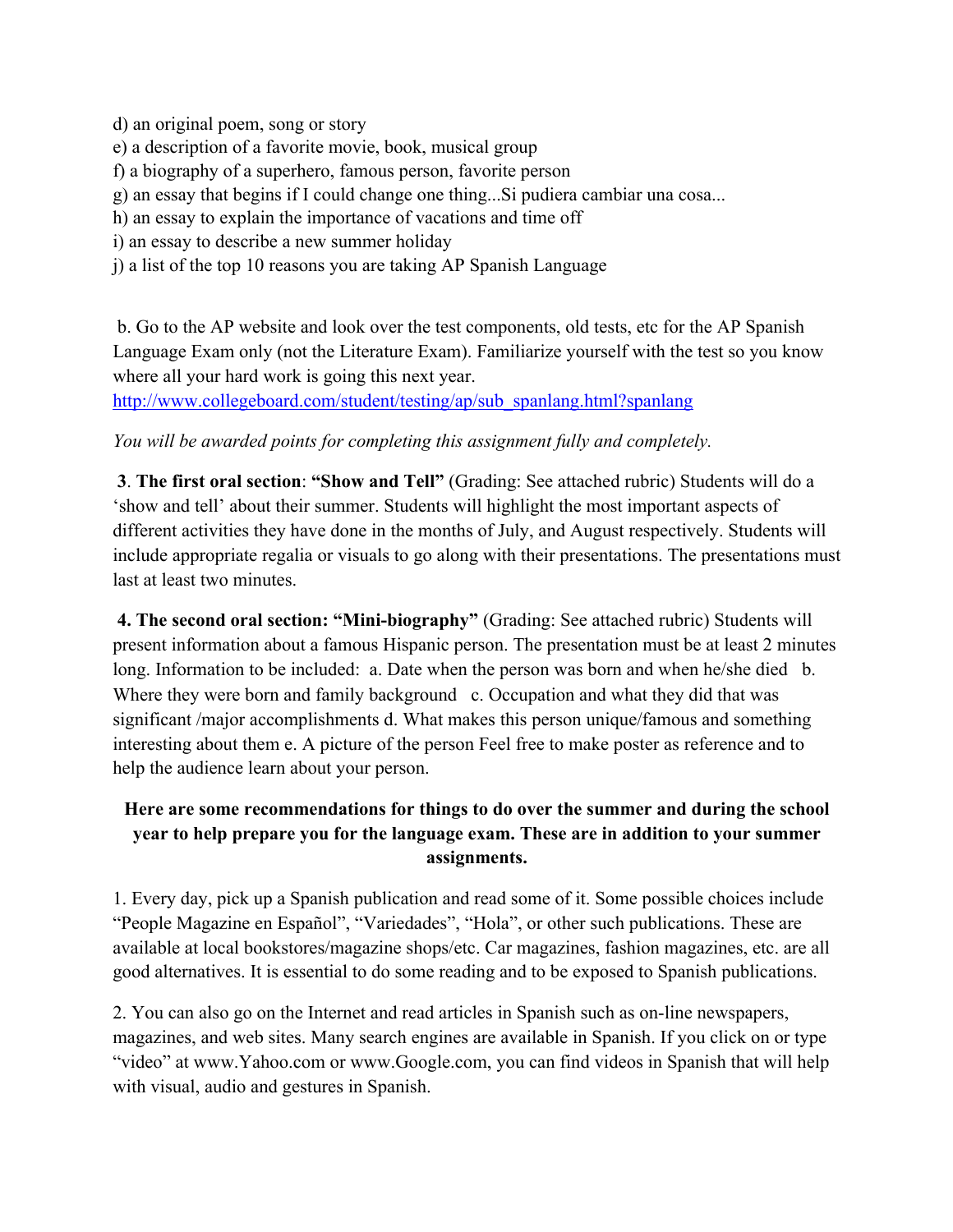d) an original poem, song or story
e) a description of a favorite movie, book, musical group
f) a biography of a superhero, famous person, favorite person
g) an essay that begins if I could change one thing...Si pudiera cambiar una cosa...
h) an essay to explain the importance of vacations and time off
i) an essay to describe a new summer holiday
j) a list of the top 10 reasons you are taking AP Spanish Language

b. Go to the AP website and look over the test components, old tests, etc for the AP Spanish Language Exam only (not the Literature Exam). Familiarize yourself with the test so you know where all your hard work is going this next year.
[http://www.collegeboard.com/student/testing/ap/sub_spanlang.html?spanlang](http://www.collegeboard.com/student/testing/ap/sub_spanlang.html?spanlang)

*You will be awarded points for completing this assignment fully and completely.*

**3**. **The first oral section**: **"Show and Tell"** (Grading: See attached rubric) Students will do a 'show and tell' about their summer. Students will highlight the most important aspects of different activities they have done in the months of July, and August respectively. Students will include appropriate regalia or visuals to go along with their presentations. The presentations must last at least two minutes.

**4. The second oral section: "Mini-biography"** (Grading: See attached rubric) Students will present information about a famous Hispanic person. The presentation must be at least 2 minutes long. Information to be included: a. Date when the person was born and when he/she died b. Where they were born and family background c. Occupation and what they did that was significant /major accomplishments d. What makes this person unique/famous and something interesting about them e. A picture of the person Feel free to make poster as reference and to help the audience learn about your person.

**Here are some recommendations for things to do over the summer and during the school year to help prepare you for the language exam. These are in addition to your summer assignments.**

1. Every day, pick up a Spanish publication and read some of it. Some possible choices include "People Magazine en Español", "Variedades", "Hola", or other such publications. These are available at local bookstores/magazine shops/etc. Car magazines, fashion magazines, etc. are all good alternatives. It is essential to do some reading and to be exposed to Spanish publications.

2. You can also go on the Internet and read articles in Spanish such as on-line newspapers, magazines, and web sites. Many search engines are available in Spanish. If you click on or type "video" at www.Yahoo.com or www.Google.com, you can find videos in Spanish that will help with visual, audio and gestures in Spanish.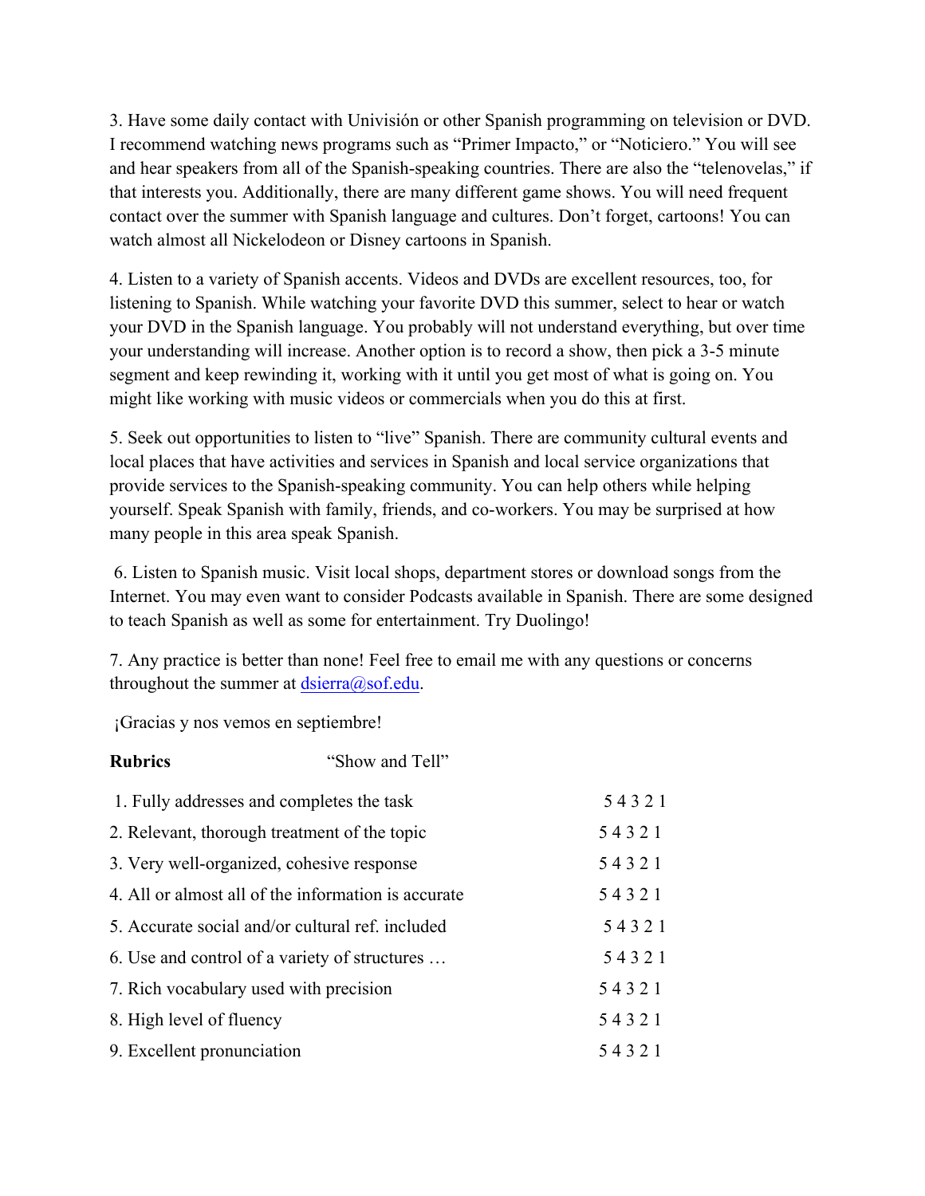3. Have some daily contact with Univisión or other Spanish programming on television or DVD. I recommend watching news programs such as "Primer Impacto," or "Noticiero." You will see and hear speakers from all of the Spanish-speaking countries. There are also the "telenovelas," if that interests you. Additionally, there are many different game shows. You will need frequent contact over the summer with Spanish language and cultures. Don't forget, cartoons! You can watch almost all Nickelodeon or Disney cartoons in Spanish.

4. Listen to a variety of Spanish accents. Videos and DVDs are excellent resources, too, for listening to Spanish. While watching your favorite DVD this summer, select to hear or watch your DVD in the Spanish language. You probably will not understand everything, but over time your understanding will increase. Another option is to record a show, then pick a 3-5 minute segment and keep rewinding it, working with it until you get most of what is going on. You might like working with music videos or commercials when you do this at first.

5. Seek out opportunities to listen to "live" Spanish. There are community cultural events and local places that have activities and services in Spanish and local service organizations that provide services to the Spanish-speaking community. You can help others while helping yourself. Speak Spanish with family, friends, and co-workers. You may be surprised at how many people in this area speak Spanish.

6. Listen to Spanish music. Visit local shops, department stores or download songs from the Internet. You may even want to consider Podcasts available in Spanish. There are some designed to teach Spanish as well as some for entertainment. Try Duolingo!

7. Any practice is better than none! Feel free to email me with any questions or concerns throughout the summer at dsierra@sof.edu.

¡Gracias y nos vemos en septiembre!

| **Rubrics** "Show and Tell" | |
|---|---|
| 1. Fully addresses and completes the task | 5 4 3 2 1 |
| 2. Relevant, thorough treatment of the topic | 5 4 3 2 1 |
| 3. Very well-organized, cohesive response | 5 4 3 2 1 |
| 4. All or almost all of the information is accurate | 5 4 3 2 1 |
| 5. Accurate social and/or cultural ref. included | 5 4 3 2 1 |
| 6. Use and control of a variety of structures … | 5 4 3 2 1 |
| 7. Rich vocabulary used with precision | 5 4 3 2 1 |
| 8. High level of fluency | 5 4 3 2 1 |
| 9. Excellent pronunciation | 5 4 3 2 1 |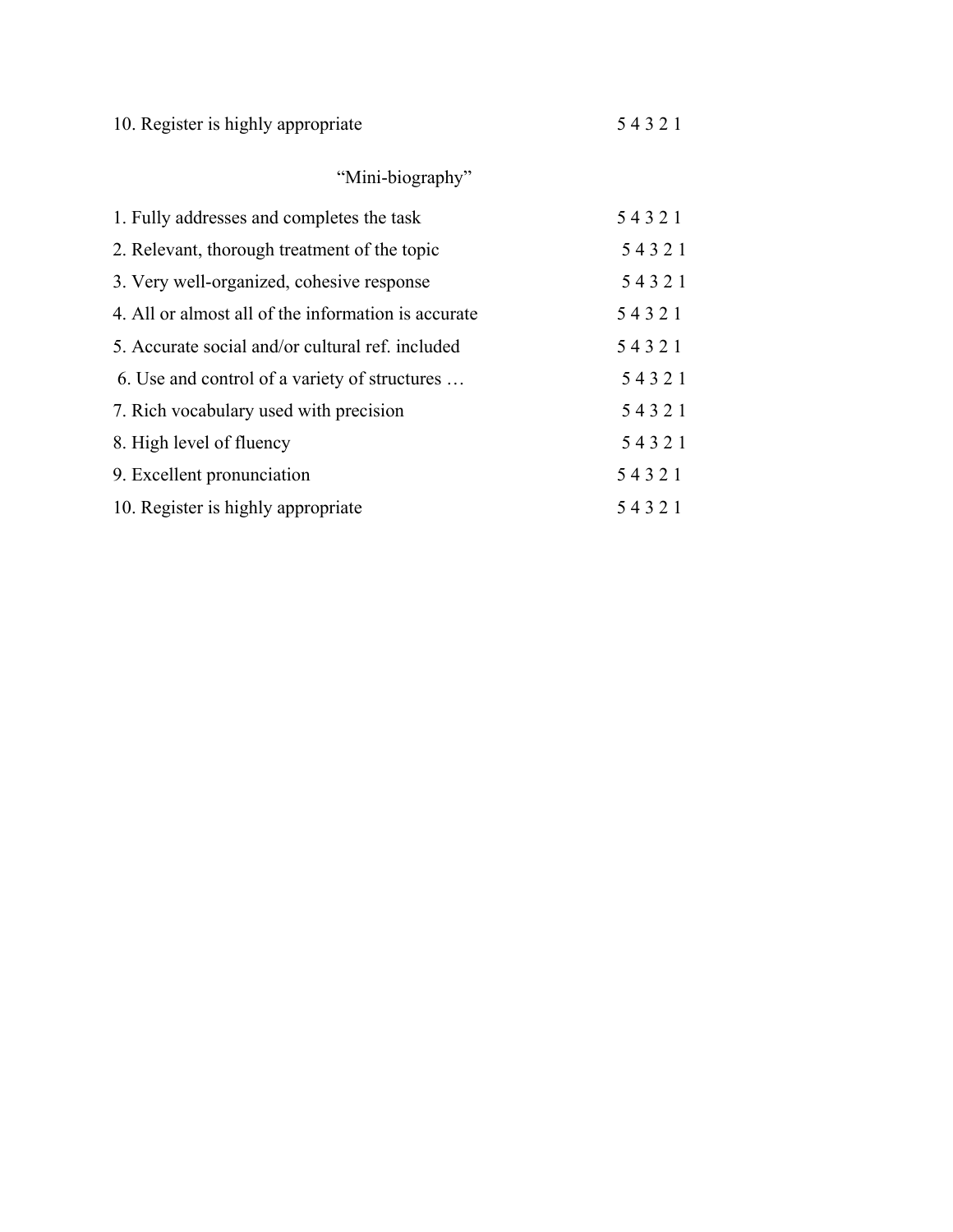10. Register is highly appropriate 5 4 3 2 1

"Mini-biography"

1. Fully addresses and completes the task 5 4 3 2 1
2. Relevant, thorough treatment of the topic 5 4 3 2 1
3. Very well-organized, cohesive response 5 4 3 2 1
4. All or almost all of the information is accurate 5 4 3 2 1
5. Accurate social and/or cultural ref. included 5 4 3 2 1
6. Use and control of a variety of structures … 5 4 3 2 1
7. Rich vocabulary used with precision 5 4 3 2 1
8. High level of fluency 5 4 3 2 1
9. Excellent pronunciation 5 4 3 2 1
10. Register is highly appropriate 5 4 3 2 1